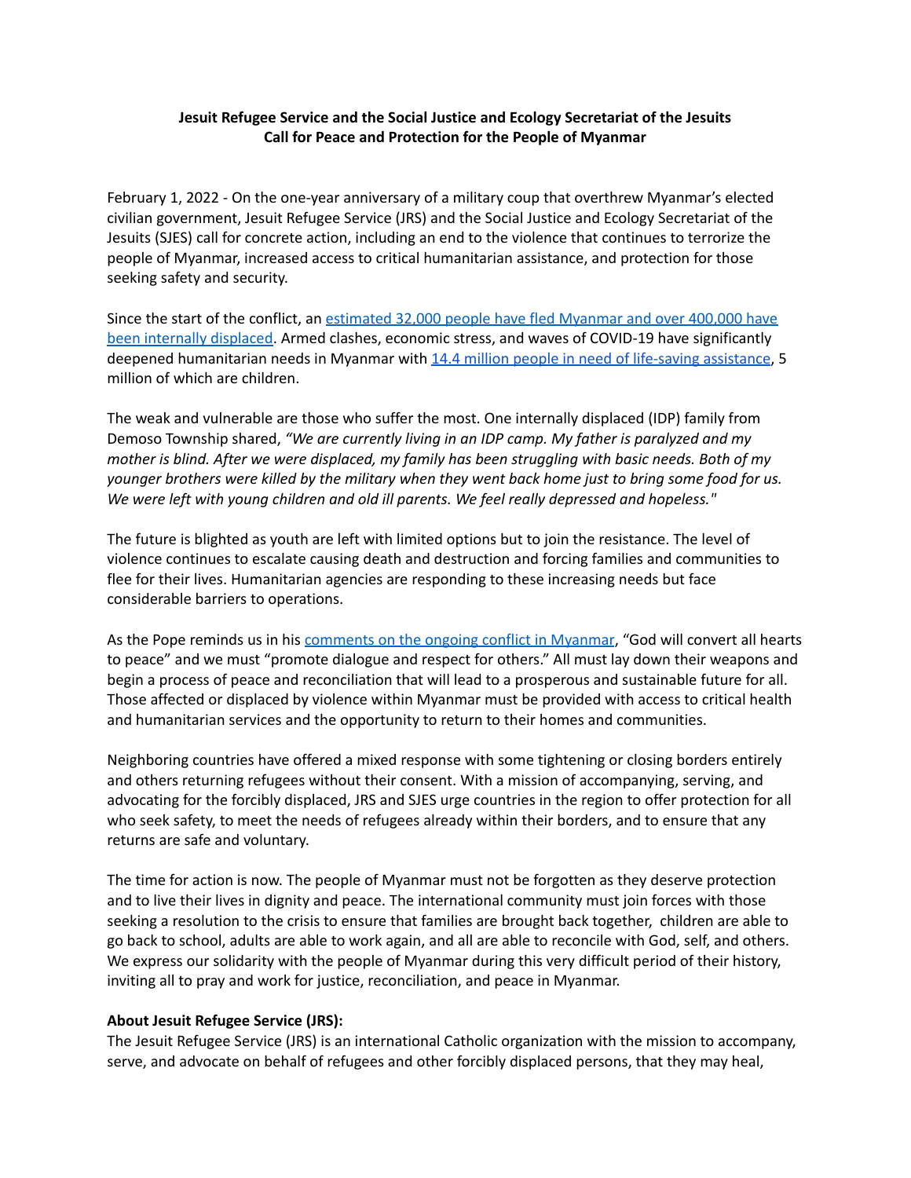**Jesuit Refugee Service and the Social Justice and Ecology Secretariat of the Jesuits Call for Peace and Protection for the People of Myanmar**

February 1, 2022 - On the one-year anniversary of a military coup that overthrew Myanmar's elected civilian government, Jesuit Refugee Service (JRS) and the Social Justice and Ecology Secretariat of the Jesuits (SJES) call for concrete action, including an end to the violence that continues to terrorize the people of Myanmar, increased access to critical humanitarian assistance, and protection for those seeking safety and security.

Since the start of the conflict, an estimated 32,000 people have fled Myanmar and over 400,000 have been internally displaced. Armed clashes, economic stress, and waves of COVID-19 have significantly deepened humanitarian needs in Myanmar with 14.4 million people in need of life-saving assistance, 5 million of which are children.

The weak and vulnerable are those who suffer the most. One internally displaced (IDP) family from Demoso Township shared, *"We are currently living in an IDP camp. My father is paralyzed and my mother is blind. After we were displaced, my family has been struggling with basic needs. Both of my younger brothers were killed by the military when they went back home just to bring some food for us. We were left with young children and old ill parents. We feel really depressed and hopeless."*

The future is blighted as youth are left with limited options but to join the resistance. The level of violence continues to escalate causing death and destruction and forcing families and communities to flee for their lives. Humanitarian agencies are responding to these increasing needs but face considerable barriers to operations.

As the Pope reminds us in his comments on the ongoing conflict in Myanmar, "God will convert all hearts to peace" and we must "promote dialogue and respect for others." All must lay down their weapons and begin a process of peace and reconciliation that will lead to a prosperous and sustainable future for all. Those affected or displaced by violence within Myanmar must be provided with access to critical health and humanitarian services and the opportunity to return to their homes and communities.

Neighboring countries have offered a mixed response with some tightening or closing borders entirely and others returning refugees without their consent. With a mission of accompanying, serving, and advocating for the forcibly displaced, JRS and SJES urge countries in the region to offer protection for all who seek safety, to meet the needs of refugees already within their borders, and to ensure that any returns are safe and voluntary.

The time for action is now. The people of Myanmar must not be forgotten as they deserve protection and to live their lives in dignity and peace. The international community must join forces with those seeking a resolution to the crisis to ensure that families are brought back together, children are able to go back to school, adults are able to work again, and all are able to reconcile with God, self, and others. We express our solidarity with the people of Myanmar during this very difficult period of their history, inviting all to pray and work for justice, reconciliation, and peace in Myanmar.

**About Jesuit Refugee Service (JRS):**

The Jesuit Refugee Service (JRS) is an international Catholic organization with the mission to accompany, serve, and advocate on behalf of refugees and other forcibly displaced persons, that they may heal,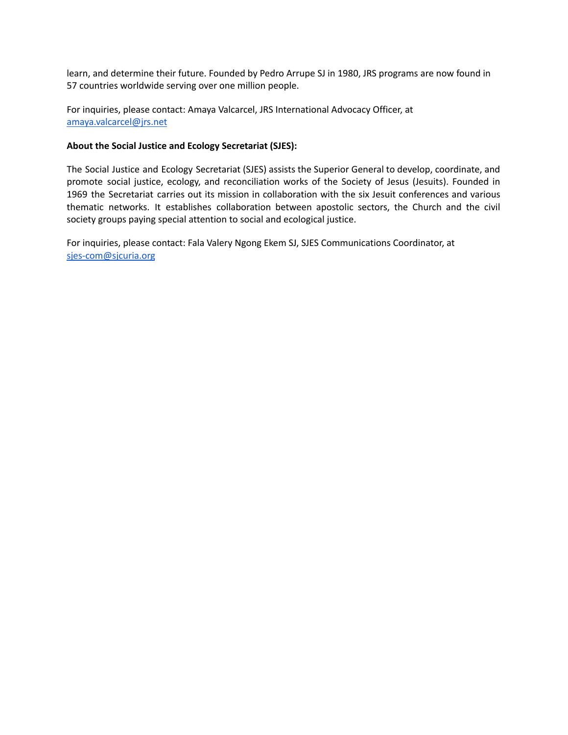learn, and determine their future. Founded by Pedro Arrupe SJ in 1980, JRS programs are now found in 57 countries worldwide serving over one million people.

For inquiries, please contact: Amaya Valcarcel, JRS International Advocacy Officer, at amaya.valcarcel@jrs.net

**About the Social Justice and Ecology Secretariat (SJES):**

The Social Justice and Ecology Secretariat (SJES) assists the Superior General to develop, coordinate, and promote social justice, ecology, and reconciliation works of the Society of Jesus (Jesuits). Founded in 1969 the Secretariat carries out its mission in collaboration with the six Jesuit conferences and various thematic networks. It establishes collaboration between apostolic sectors, the Church and the civil society groups paying special attention to social and ecological justice.

For inquiries, please contact: Fala Valery Ngong Ekem SJ, SJES Communications Coordinator, at sjes-com@sjcuria.org